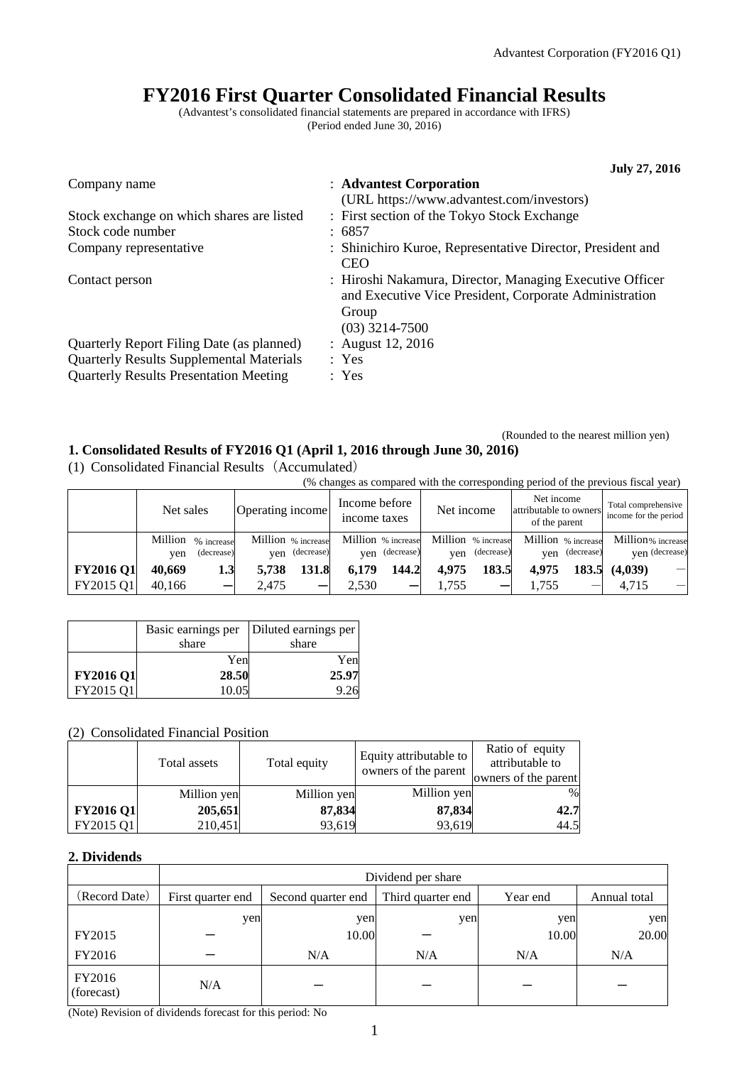Advantest Corporation (FY2016 Q1)

# FY2016 First Quarter Consolidated Financial Results

(Advantest's consolidated financial statements are prepared in accordance with IFRS)
(Period ended June 30, 2016)

**July 27, 2016**

| | |
|---|---|
| Company name | : **Advantest Corporation** (URL https://www.advantest.com/investors) |
| Stock exchange on which shares are listed | : First section of the Tokyo Stock Exchange |
| Stock code number | : 6857 |
| Company representative | : Shinichiro Kuroe, Representative Director, President and CEO |
| Contact person | : Hiroshi Nakamura, Director, Managing Executive Officer and Executive Vice President, Corporate Administration Group (03) 3214-7500 |
| Quarterly Report Filing Date (as planned) | : August 12, 2016 |
| Quarterly Results Supplemental Materials | : Yes |
| Quarterly Results Presentation Meeting | : Yes |

(Rounded to the nearest million yen)

## 1. Consolidated Results of FY2016 Q1 (April 1, 2016 through June 30, 2016)

(1) Consolidated Financial Results（Accumulated）

(% changes as compared with the corresponding period of the previous fiscal year)

| | Net sales | | Operating income | | Income before income taxes | | Net income | | Net income attributable to owners of the parent | | Total comprehensive income for the period | |
|---|---|---|---|---|---|---|---|---|---|---|---|---|
| | Million yen | % increase (decrease) | Million yen | % increase (decrease) | Million yen | % increase (decrease) | Million yen | % increase (decrease) | Million yen | % increase (decrease) | Million yen | % increase (decrease) |
| **FY2016 Q1** | **40,669** | **1.3** | **5,738** | **131.8** | **6,179** | **144.2** | **4,975** | **183.5** | **4,975** | **183.5** | **(4,039)** | ― |
| FY2015 Q1 | 40,166 | ― | 2,475 | ― | 2,530 | ― | 1,755 | ― | 1,755 | ― | 4,715 | ― |

| | Basic earnings per share | Diluted earnings per share |
|---|---|---|
| | Yen | Yen |
| **FY2016 Q1** | **28.50** | **25.97** |
| FY2015 Q1 | 10.05 | 9.26 |

(2) Consolidated Financial Position

| | Total assets | Total equity | Equity attributable to owners of the parent | Ratio of equity attributable to owners of the parent |
|---|---|---|---|---|
| | Million yen | Million yen | Million yen | % |
| **FY2016 Q1** | **205,651** | **87,834** | **87,834** | **42.7** |
| FY2015 Q1 | 210,451 | 93,619 | 93,619 | 44.5 |

## 2. Dividends

| | Dividend per share | | | | |
|---|---|---|---|---|---|
| (Record Date) | First quarter end | Second quarter end | Third quarter end | Year end | Annual total |
| | yen | yen | yen | yen | yen |
| FY2015 | ― | 10.00 | ― | 10.00 | 20.00 |
| FY2016 | ― | N/A | N/A | N/A | N/A |
| FY2016 (forecast) | N/A | ― | ― | ― | ― |

(Note) Revision of dividends forecast for this period: No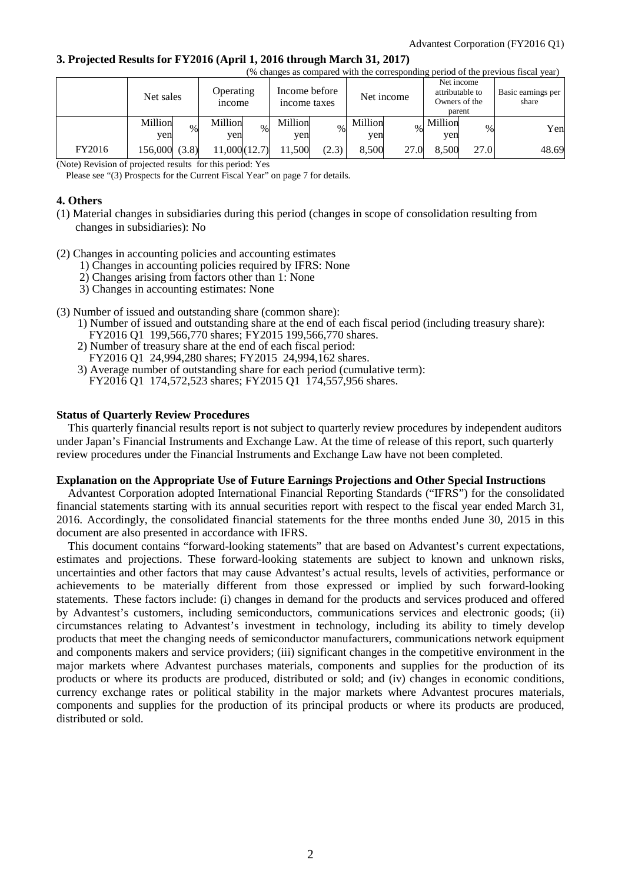### 3. Projected Results for FY2016 (April 1, 2016 through March 31, 2017)

(% changes as compared with the corresponding period of the previous fiscal year)

| | Net sales | | Operating income | | Income before income taxes | | Net income | | Net income attributable to Owners of the parent | | Basic earnings per share |
|---|---|---|---|---|---|---|---|---|---|---|---|
| | Million yen | % | Million yen | % | Million yen | % | Million yen | % | Million yen | % | Yen |
| FY2016 | 156,000 | (3.8) | 11,000 | (12.7) | 11,500 | (2.3) | 8,500 | 27.0 | 8,500 | 27.0 | 48.69 |

(Note) Revision of projected results for this period: Yes

Please see "(3) Prospects for the Current Fiscal Year" on page 7 for details.

### 4. Others

(1) Material changes in subsidiaries during this period (changes in scope of consolidation resulting from changes in subsidiaries): No

(2) Changes in accounting policies and accounting estimates

1) Changes in accounting policies required by IFRS: None
2) Changes arising from factors other than 1: None
3) Changes in accounting estimates: None

(3) Number of issued and outstanding share (common share):

1) Number of issued and outstanding share at the end of each fiscal period (including treasury share): FY2016 Q1 199,566,770 shares; FY2015 199,566,770 shares.
2) Number of treasury share at the end of each fiscal period: FY2016 Q1 24,994,280 shares; FY2015 24,994,162 shares.
3) Average number of outstanding share for each period (cumulative term): FY2016 Q1 174,572,523 shares; FY2015 Q1 174,557,956 shares.

**Status of Quarterly Review Procedures**

This quarterly financial results report is not subject to quarterly review procedures by independent auditors under Japan's Financial Instruments and Exchange Law. At the time of release of this report, such quarterly review procedures under the Financial Instruments and Exchange Law have not been completed.

**Explanation on the Appropriate Use of Future Earnings Projections and Other Special Instructions**

Advantest Corporation adopted International Financial Reporting Standards ("IFRS") for the consolidated financial statements starting with its annual securities report with respect to the fiscal year ended March 31, 2016. Accordingly, the consolidated financial statements for the three months ended June 30, 2015 in this document are also presented in accordance with IFRS.

This document contains "forward-looking statements" that are based on Advantest's current expectations, estimates and projections. These forward-looking statements are subject to known and unknown risks, uncertainties and other factors that may cause Advantest's actual results, levels of activities, performance or achievements to be materially different from those expressed or implied by such forward-looking statements. These factors include: (i) changes in demand for the products and services produced and offered by Advantest's customers, including semiconductors, communications services and electronic goods; (ii) circumstances relating to Advantest's investment in technology, including its ability to timely develop products that meet the changing needs of semiconductor manufacturers, communications network equipment and components makers and service providers; (iii) significant changes in the competitive environment in the major markets where Advantest purchases materials, components and supplies for the production of its products or where its products are produced, distributed or sold; and (iv) changes in economic conditions, currency exchange rates or political stability in the major markets where Advantest procures materials, components and supplies for the production of its principal products or where its products are produced, distributed or sold.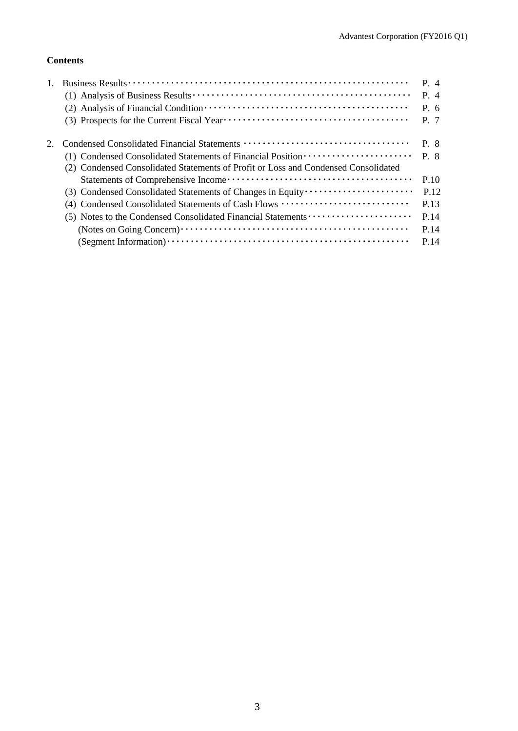**Contents**

1. Business Results ········································································ P. 4
   (1) Analysis of Business Results ·························································· P. 4
   (2) Analysis of Financial Condition ························································ P. 6
   (3) Prospects for the Current Fiscal Year ················································ P. 7

2. Condensed Consolidated Financial Statements ········································ P. 8
   (1) Condensed Consolidated Statements of Financial Position ························· P. 8
   (2) Condensed Consolidated Statements of Profit or Loss and Condensed Consolidated Statements of Comprehensive Income ······································ P.10
   (3) Condensed Consolidated Statements of Changes in Equity ························ P.12
   (4) Condensed Consolidated Statements of Cash Flows ································ P.13
   (5) Notes to the Condensed Consolidated Financial Statements ······················· P.14
       (Notes on Going Concern) ································································ P.14
       (Segment Information) ···································································· P.14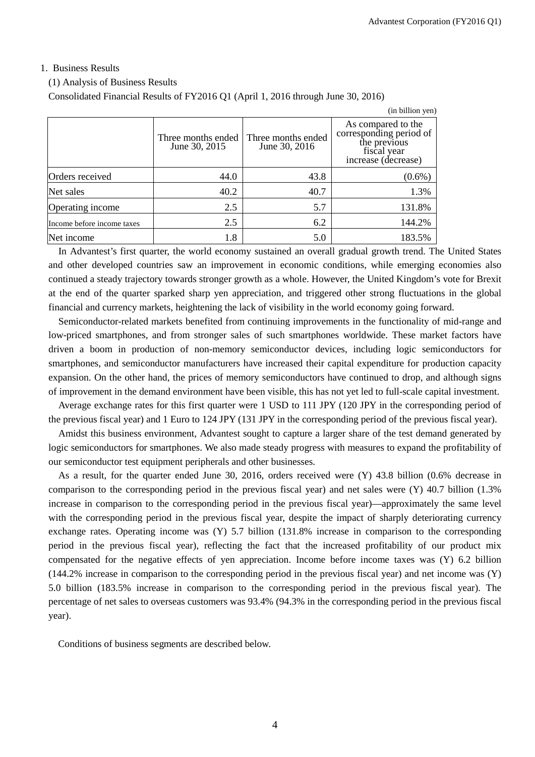1. Business Results

(1) Analysis of Business Results

Consolidated Financial Results of FY2016 Q1 (April 1, 2016 through June 30, 2016)

(in billion yen)

| | Three months ended June 30, 2015 | Three months ended June 30, 2016 | As compared to the corresponding period of the previous fiscal year increase (decrease) |
|---|---|---|---|
| Orders received | 44.0 | 43.8 | (0.6%) |
| Net sales | 40.2 | 40.7 | 1.3% |
| Operating income | 2.5 | 5.7 | 131.8% |
| Income before income taxes | 2.5 | 6.2 | 144.2% |
| Net income | 1.8 | 5.0 | 183.5% |

In Advantest's first quarter, the world economy sustained an overall gradual growth trend. The United States and other developed countries saw an improvement in economic conditions, while emerging economies also continued a steady trajectory towards stronger growth as a whole. However, the United Kingdom's vote for Brexit at the end of the quarter sparked sharp yen appreciation, and triggered other strong fluctuations in the global financial and currency markets, heightening the lack of visibility in the world economy going forward.

Semiconductor-related markets benefited from continuing improvements in the functionality of mid-range and low-priced smartphones, and from stronger sales of such smartphones worldwide. These market factors have driven a boom in production of non-memory semiconductor devices, including logic semiconductors for smartphones, and semiconductor manufacturers have increased their capital expenditure for production capacity expansion. On the other hand, the prices of memory semiconductors have continued to drop, and although signs of improvement in the demand environment have been visible, this has not yet led to full-scale capital investment.

Average exchange rates for this first quarter were 1 USD to 111 JPY (120 JPY in the corresponding period of the previous fiscal year) and 1 Euro to 124 JPY (131 JPY in the corresponding period of the previous fiscal year).

Amidst this business environment, Advantest sought to capture a larger share of the test demand generated by logic semiconductors for smartphones. We also made steady progress with measures to expand the profitability of our semiconductor test equipment peripherals and other businesses.

As a result, for the quarter ended June 30, 2016, orders received were (Y) 43.8 billion (0.6% decrease in comparison to the corresponding period in the previous fiscal year) and net sales were (Y) 40.7 billion (1.3% increase in comparison to the corresponding period in the previous fiscal year)—approximately the same level with the corresponding period in the previous fiscal year, despite the impact of sharply deteriorating currency exchange rates. Operating income was (Y) 5.7 billion (131.8% increase in comparison to the corresponding period in the previous fiscal year), reflecting the fact that the increased profitability of our product mix compensated for the negative effects of yen appreciation. Income before income taxes was (Y) 6.2 billion (144.2% increase in comparison to the corresponding period in the previous fiscal year) and net income was (Y) 5.0 billion (183.5% increase in comparison to the corresponding period in the previous fiscal year). The percentage of net sales to overseas customers was 93.4% (94.3% in the corresponding period in the previous fiscal year).

Conditions of business segments are described below.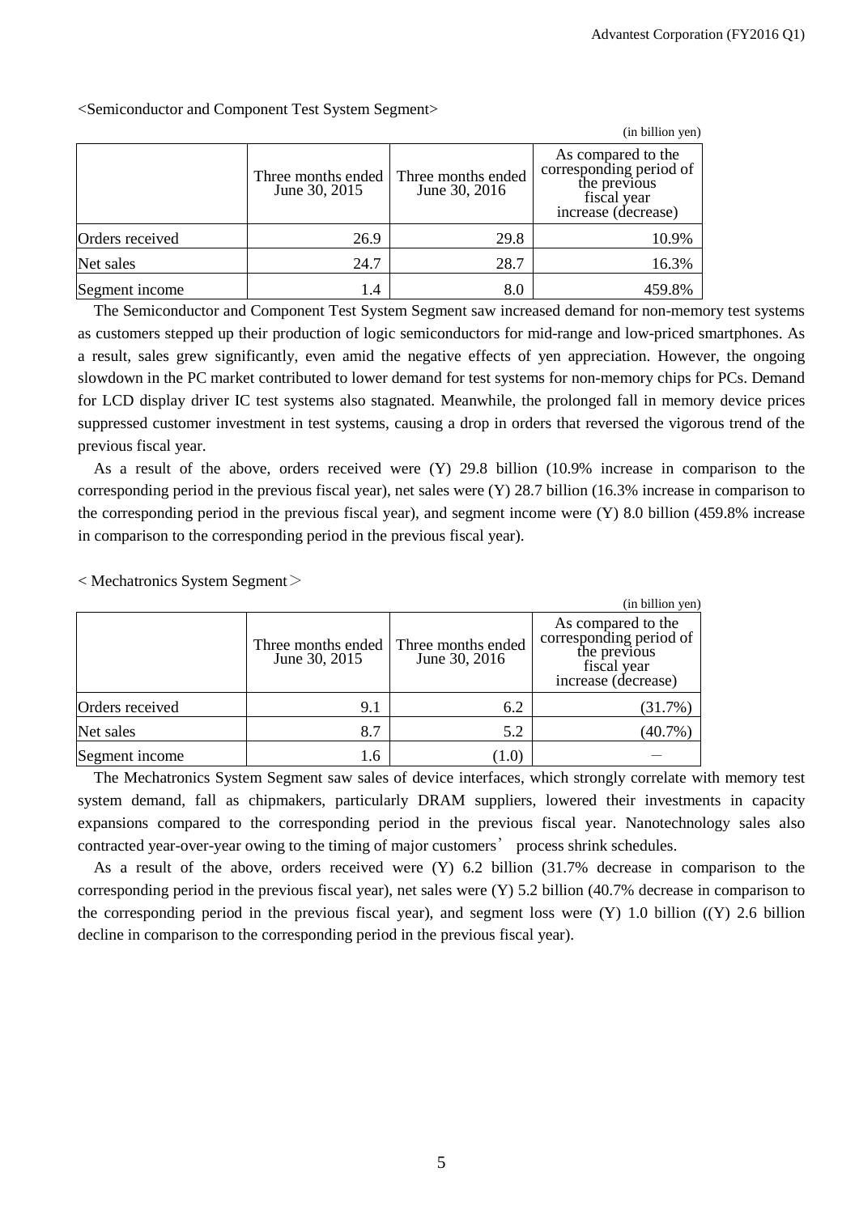<Semiconductor and Component Test System Segment>

(in billion yen)

| | Three months ended June 30, 2015 | Three months ended June 30, 2016 | As compared to the corresponding period of the previous fiscal year increase (decrease) |
|---|---|---|---|
| Orders received | 26.9 | 29.8 | 10.9% |
| Net sales | 24.7 | 28.7 | 16.3% |
| Segment income | 1.4 | 8.0 | 459.8% |

The Semiconductor and Component Test System Segment saw increased demand for non-memory test systems as customers stepped up their production of logic semiconductors for mid-range and low-priced smartphones. As a result, sales grew significantly, even amid the negative effects of yen appreciation. However, the ongoing slowdown in the PC market contributed to lower demand for test systems for non-memory chips for PCs. Demand for LCD display driver IC test systems also stagnated. Meanwhile, the prolonged fall in memory device prices suppressed customer investment in test systems, causing a drop in orders that reversed the vigorous trend of the previous fiscal year.

As a result of the above, orders received were (Y) 29.8 billion (10.9% increase in comparison to the corresponding period in the previous fiscal year), net sales were (Y) 28.7 billion (16.3% increase in comparison to the corresponding period in the previous fiscal year), and segment income were (Y) 8.0 billion (459.8% increase in comparison to the corresponding period in the previous fiscal year).

< Mechatronics System Segment＞

(in billion yen)

| | Three months ended June 30, 2015 | Three months ended June 30, 2016 | As compared to the corresponding period of the previous fiscal year increase (decrease) |
|---|---|---|---|
| Orders received | 9.1 | 6.2 | (31.7%) |
| Net sales | 8.7 | 5.2 | (40.7%) |
| Segment income | 1.6 | (1.0) | － |

The Mechatronics System Segment saw sales of device interfaces, which strongly correlate with memory test system demand, fall as chipmakers, particularly DRAM suppliers, lowered their investments in capacity expansions compared to the corresponding period in the previous fiscal year. Nanotechnology sales also contracted year-over-year owing to the timing of major customers' process shrink schedules.

As a result of the above, orders received were (Y) 6.2 billion (31.7% decrease in comparison to the corresponding period in the previous fiscal year), net sales were (Y) 5.2 billion (40.7% decrease in comparison to the corresponding period in the previous fiscal year), and segment loss were (Y) 1.0 billion ((Y) 2.6 billion decline in comparison to the corresponding period in the previous fiscal year).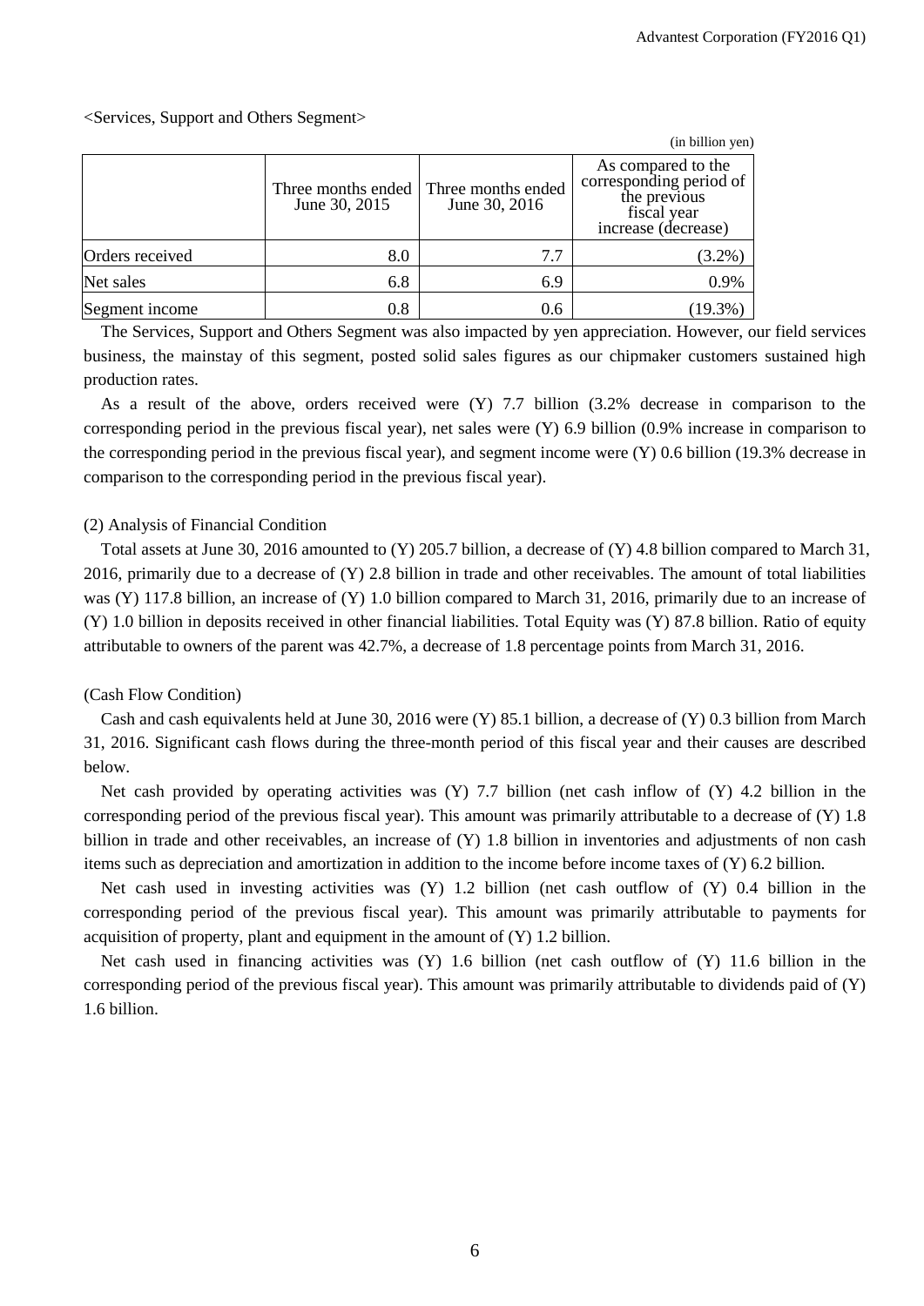<Services, Support and Others Segment>

(in billion yen)

| | Three months ended June 30, 2015 | Three months ended June 30, 2016 | As compared to the corresponding period of the previous fiscal year increase (decrease) |
|---|---|---|---|
| Orders received | 8.0 | 7.7 | (3.2%) |
| Net sales | 6.8 | 6.9 | 0.9% |
| Segment income | 0.8 | 0.6 | (19.3%) |

The Services, Support and Others Segment was also impacted by yen appreciation. However, our field services business, the mainstay of this segment, posted solid sales figures as our chipmaker customers sustained high production rates.

As a result of the above, orders received were (Y) 7.7 billion (3.2% decrease in comparison to the corresponding period in the previous fiscal year), net sales were (Y) 6.9 billion (0.9% increase in comparison to the corresponding period in the previous fiscal year), and segment income were (Y) 0.6 billion (19.3% decrease in comparison to the corresponding period in the previous fiscal year).

(2) Analysis of Financial Condition

Total assets at June 30, 2016 amounted to (Y) 205.7 billion, a decrease of (Y) 4.8 billion compared to March 31, 2016, primarily due to a decrease of (Y) 2.8 billion in trade and other receivables. The amount of total liabilities was (Y) 117.8 billion, an increase of (Y) 1.0 billion compared to March 31, 2016, primarily due to an increase of (Y) 1.0 billion in deposits received in other financial liabilities. Total Equity was (Y) 87.8 billion. Ratio of equity attributable to owners of the parent was 42.7%, a decrease of 1.8 percentage points from March 31, 2016.

(Cash Flow Condition)

Cash and cash equivalents held at June 30, 2016 were (Y) 85.1 billion, a decrease of (Y) 0.3 billion from March 31, 2016. Significant cash flows during the three-month period of this fiscal year and their causes are described below.

Net cash provided by operating activities was (Y) 7.7 billion (net cash inflow of (Y) 4.2 billion in the corresponding period of the previous fiscal year). This amount was primarily attributable to a decrease of (Y) 1.8 billion in trade and other receivables, an increase of (Y) 1.8 billion in inventories and adjustments of non cash items such as depreciation and amortization in addition to the income before income taxes of (Y) 6.2 billion.

Net cash used in investing activities was (Y) 1.2 billion (net cash outflow of (Y) 0.4 billion in the corresponding period of the previous fiscal year). This amount was primarily attributable to payments for acquisition of property, plant and equipment in the amount of (Y) 1.2 billion.

Net cash used in financing activities was (Y) 1.6 billion (net cash outflow of (Y) 11.6 billion in the corresponding period of the previous fiscal year). This amount was primarily attributable to dividends paid of (Y) 1.6 billion.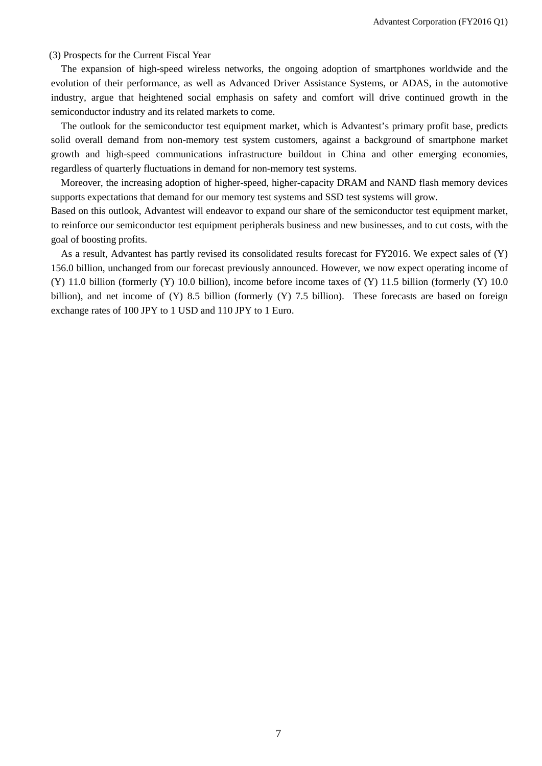(3) Prospects for the Current Fiscal Year

The expansion of high-speed wireless networks, the ongoing adoption of smartphones worldwide and the evolution of their performance, as well as Advanced Driver Assistance Systems, or ADAS, in the automotive industry, argue that heightened social emphasis on safety and comfort will drive continued growth in the semiconductor industry and its related markets to come.

The outlook for the semiconductor test equipment market, which is Advantest's primary profit base, predicts solid overall demand from non-memory test system customers, against a background of smartphone market growth and high-speed communications infrastructure buildout in China and other emerging economies, regardless of quarterly fluctuations in demand for non-memory test systems.

Moreover, the increasing adoption of higher-speed, higher-capacity DRAM and NAND flash memory devices supports expectations that demand for our memory test systems and SSD test systems will grow.

Based on this outlook, Advantest will endeavor to expand our share of the semiconductor test equipment market, to reinforce our semiconductor test equipment peripherals business and new businesses, and to cut costs, with the goal of boosting profits.

As a result, Advantest has partly revised its consolidated results forecast for FY2016. We expect sales of (Y) 156.0 billion, unchanged from our forecast previously announced. However, we now expect operating income of (Y) 11.0 billion (formerly (Y) 10.0 billion), income before income taxes of (Y) 11.5 billion (formerly (Y) 10.0 billion), and net income of (Y) 8.5 billion (formerly (Y) 7.5 billion). These forecasts are based on foreign exchange rates of 100 JPY to 1 USD and 110 JPY to 1 Euro.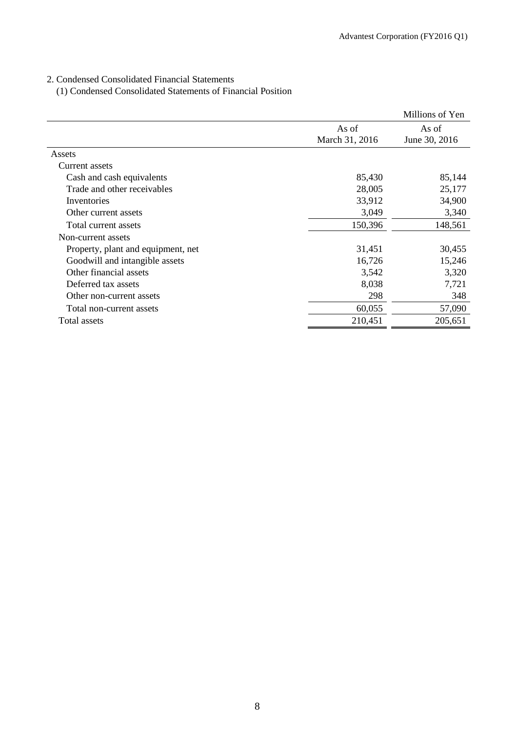2. Condensed Consolidated Financial Statements

(1) Condensed Consolidated Statements of Financial Position

| | | Millions of Yen |
|---|---|---|
| | As of March 31, 2016 | As of June 30, 2016 |
| Assets | | |
| Current assets | | |
| Cash and cash equivalents | 85,430 | 85,144 |
| Trade and other receivables | 28,005 | 25,177 |
| Inventories | 33,912 | 34,900 |
| Other current assets | 3,049 | 3,340 |
| Total current assets | 150,396 | 148,561 |
| Non-current assets | | |
| Property, plant and equipment, net | 31,451 | 30,455 |
| Goodwill and intangible assets | 16,726 | 15,246 |
| Other financial assets | 3,542 | 3,320 |
| Deferred tax assets | 8,038 | 7,721 |
| Other non-current assets | 298 | 348 |
| Total non-current assets | 60,055 | 57,090 |
| Total assets | 210,451 | 205,651 |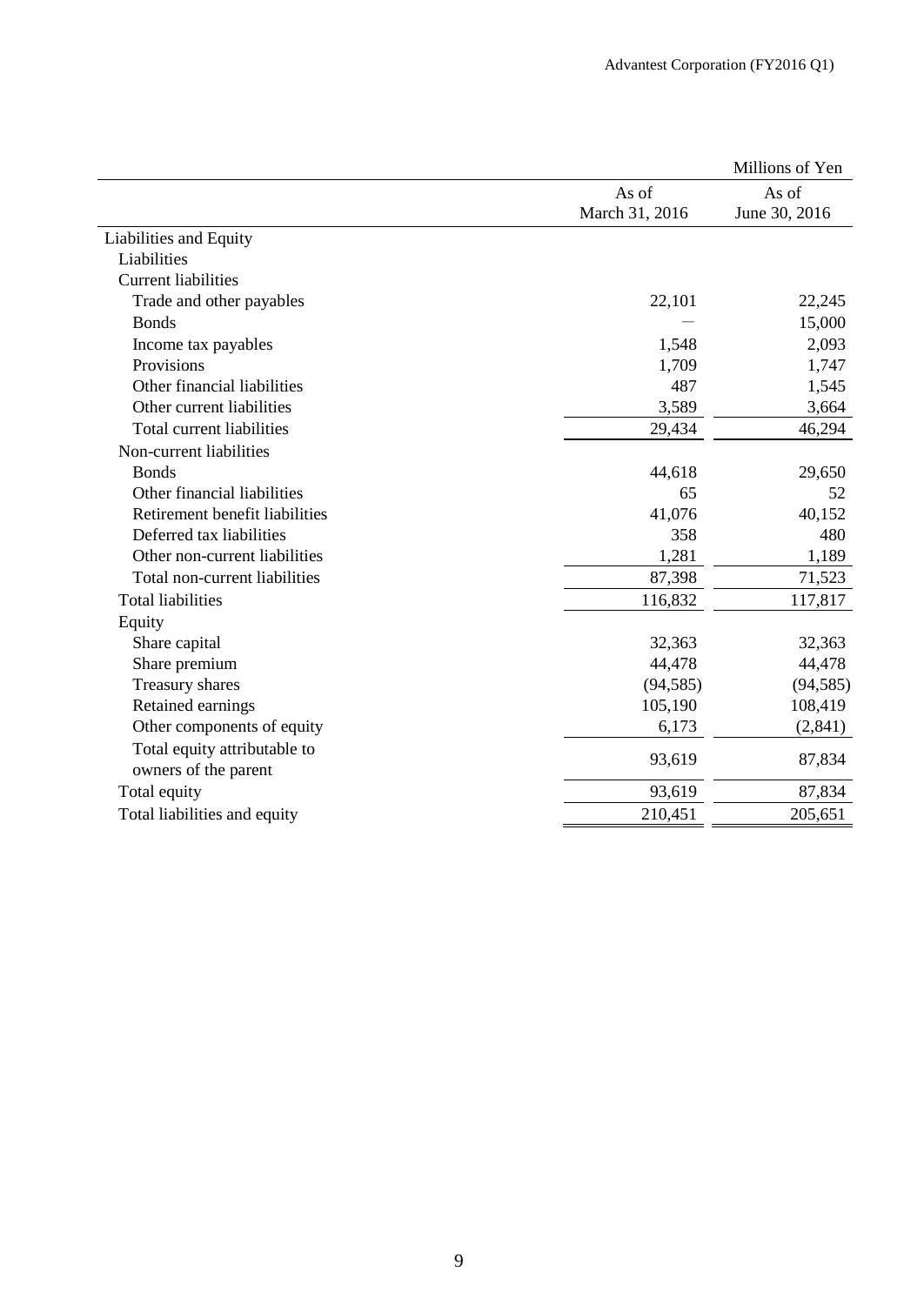Millions of Yen

| | As of March 31, 2016 | As of June 30, 2016 |
|---|---|---|
| Liabilities and Equity | | |
| Liabilities | | |
| Current liabilities | | |
| Trade and other payables | 22,101 | 22,245 |
| Bonds | — | 15,000 |
| Income tax payables | 1,548 | 2,093 |
| Provisions | 1,709 | 1,747 |
| Other financial liabilities | 487 | 1,545 |
| Other current liabilities | 3,589 | 3,664 |
| Total current liabilities | 29,434 | 46,294 |
| Non-current liabilities | | |
| Bonds | 44,618 | 29,650 |
| Other financial liabilities | 65 | 52 |
| Retirement benefit liabilities | 41,076 | 40,152 |
| Deferred tax liabilities | 358 | 480 |
| Other non-current liabilities | 1,281 | 1,189 |
| Total non-current liabilities | 87,398 | 71,523 |
| Total liabilities | 116,832 | 117,817 |
| Equity | | |
| Share capital | 32,363 | 32,363 |
| Share premium | 44,478 | 44,478 |
| Treasury shares | (94,585) | (94,585) |
| Retained earnings | 105,190 | 108,419 |
| Other components of equity | 6,173 | (2,841) |
| Total equity attributable to owners of the parent | 93,619 | 87,834 |
| Total equity | 93,619 | 87,834 |
| Total liabilities and equity | 210,451 | 205,651 |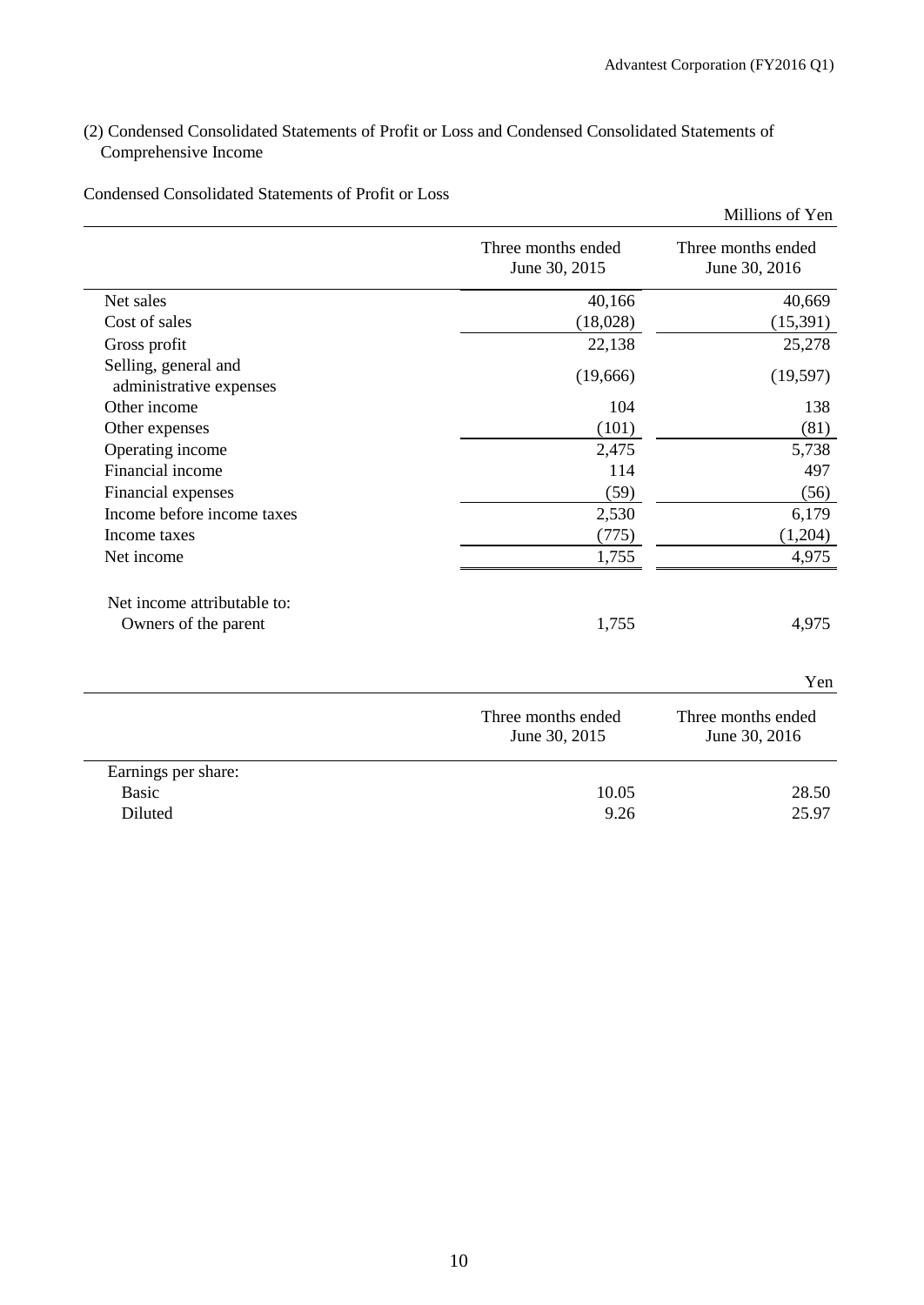## (2) Condensed Consolidated Statements of Profit or Loss and Condensed Consolidated Statements of Comprehensive Income

Condensed Consolidated Statements of Profit or Loss

Millions of Yen

| | Three months ended June 30, 2015 | Three months ended June 30, 2016 |
|---|---|---|
| Net sales | 40,166 | 40,669 |
| Cost of sales | (18,028) | (15,391) |
| Gross profit | 22,138 | 25,278 |
| Selling, general and administrative expenses | (19,666) | (19,597) |
| Other income | 104 | 138 |
| Other expenses | (101) | (81) |
| Operating income | 2,475 | 5,738 |
| Financial income | 114 | 497 |
| Financial expenses | (59) | (56) |
| Income before income taxes | 2,530 | 6,179 |
| Income taxes | (775) | (1,204) |
| Net income | 1,755 | 4,975 |
| Net income attributable to: | | |
| Owners of the parent | 1,755 | 4,975 |

Yen

| | Three months ended June 30, 2015 | Three months ended June 30, 2016 |
|---|---|---|
| Earnings per share: | | |
| Basic | 10.05 | 28.50 |
| Diluted | 9.26 | 25.97 |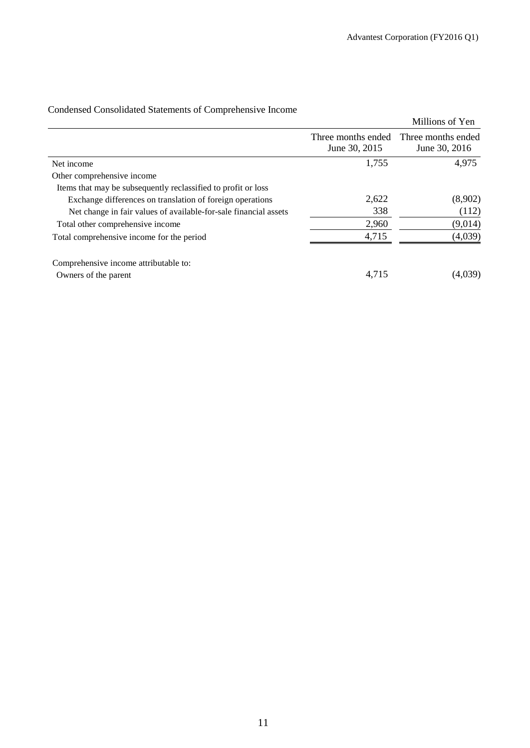## Condensed Consolidated Statements of Comprehensive Income

Millions of Yen

| | Three months ended June 30, 2015 | Three months ended June 30, 2016 |
|---|---|---|
| Net income | 1,755 | 4,975 |
| Other comprehensive income | | |
| Items that may be subsequently reclassified to profit or loss | | |
| Exchange differences on translation of foreign operations | 2,622 | (8,902) |
| Net change in fair values of available-for-sale financial assets | 338 | (112) |
| Total other comprehensive income | 2,960 | (9,014) |
| Total comprehensive income for the period | 4,715 | (4,039) |
| | | |
| Comprehensive income attributable to: | | |
| Owners of the parent | 4,715 | (4,039) |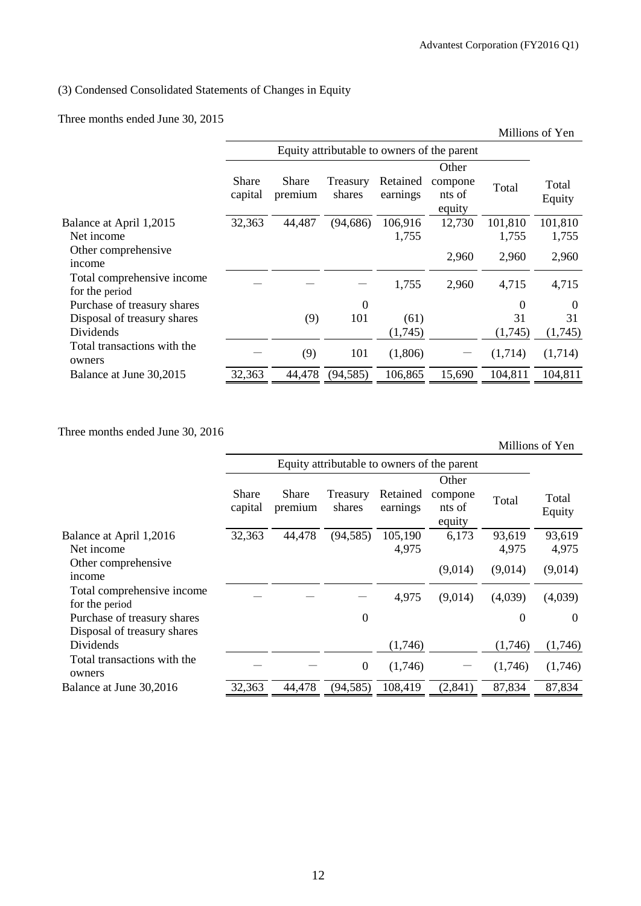### (3) Condensed Consolidated Statements of Changes in Equity

Three months ended June 30, 2015

Millions of Yen

| | Equity attributable to owners of the parent | | | | | | |
|---|---|---|---|---|---|---|---|
| | Share capital | Share premium | Treasury shares | Retained earnings | Other components of equity | Total | Total Equity |
| Balance at April 1,2015 | 32,363 | 44,487 | (94,686) | 106,916 | 12,730 | 101,810 | 101,810 |
| Net income | | | | 1,755 | | 1,755 | 1,755 |
| Other comprehensive income | | | | | 2,960 | 2,960 | 2,960 |
| Total comprehensive income for the period | ― | ― | ― | 1,755 | 2,960 | 4,715 | 4,715 |
| Purchase of treasury shares | | | 0 | | | 0 | 0 |
| Disposal of treasury shares | | (9) | 101 | (61) | | 31 | 31 |
| Dividends | | | | (1,745) | | (1,745) | (1,745) |
| Total transactions with the owners | ― | (9) | 101 | (1,806) | ― | (1,714) | (1,714) |
| Balance at June 30,2015 | 32,363 | 44,478 | (94,585) | 106,865 | 15,690 | 104,811 | 104,811 |

Three months ended June 30, 2016

Millions of Yen

| | Equity attributable to owners of the parent | | | | | | |
|---|---|---|---|---|---|---|---|
| | Share capital | Share premium | Treasury shares | Retained earnings | Other components of equity | Total | Total Equity |
| Balance at April 1,2016 | 32,363 | 44,478 | (94,585) | 105,190 | 6,173 | 93,619 | 93,619 |
| Net income | | | | 4,975 | | 4,975 | 4,975 |
| Other comprehensive income | | | | | (9,014) | (9,014) | (9,014) |
| Total comprehensive income for the period | ― | ― | ― | 4,975 | (9,014) | (4,039) | (4,039) |
| Purchase of treasury shares | | | 0 | | | 0 | 0 |
| Disposal of treasury shares | | | | | | | |
| Dividends | | | | (1,746) | | (1,746) | (1,746) |
| Total transactions with the owners | ― | ― | 0 | (1,746) | ― | (1,746) | (1,746) |
| Balance at June 30,2016 | 32,363 | 44,478 | (94,585) | 108,419 | (2,841) | 87,834 | 87,834 |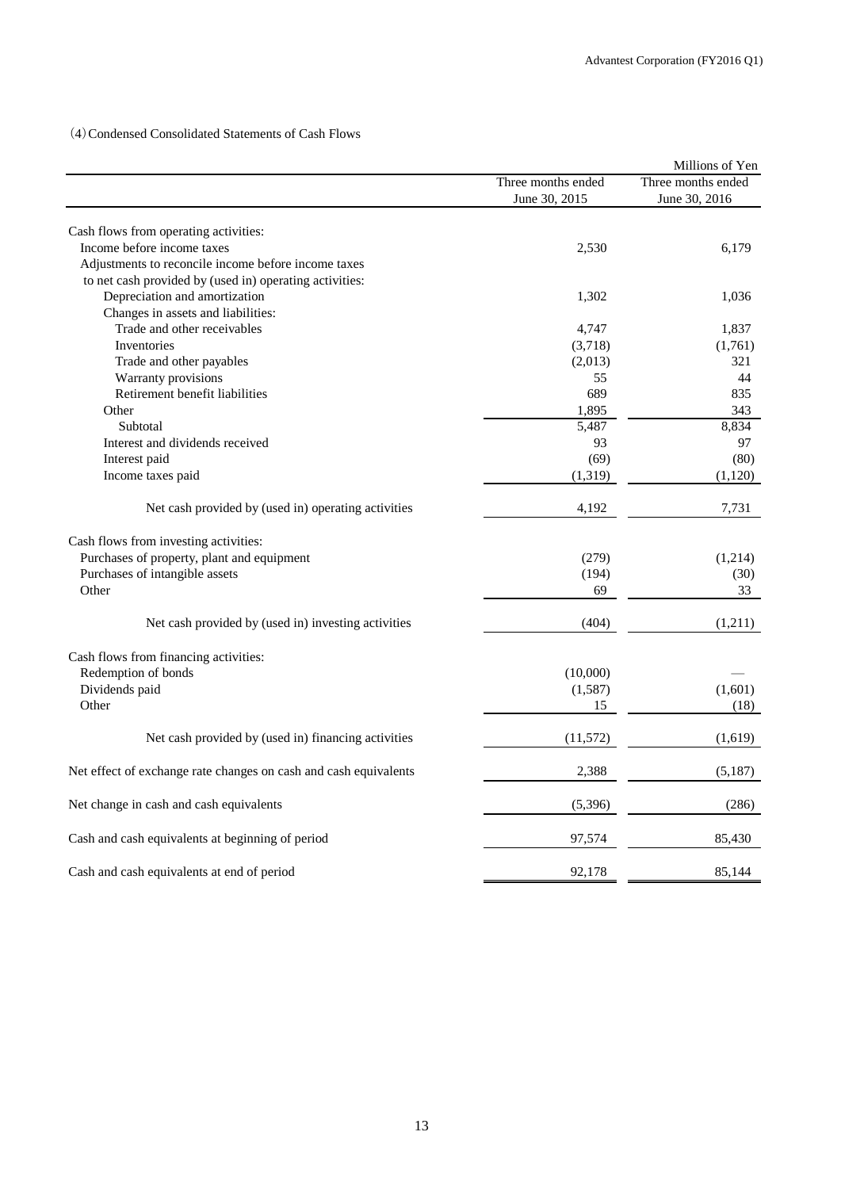(4) Condensed Consolidated Statements of Cash Flows

| | | Millions of Yen |
|---|---|---|
| | Three months ended June 30, 2015 | Three months ended June 30, 2016 |
| Cash flows from operating activities: | | |
| Income before income taxes | 2,530 | 6,179 |
| Adjustments to reconcile income before income taxes to net cash provided by (used in) operating activities: | | |
| Depreciation and amortization | 1,302 | 1,036 |
| Changes in assets and liabilities: | | |
| Trade and other receivables | 4,747 | 1,837 |
| Inventories | (3,718) | (1,761) |
| Trade and other payables | (2,013) | 321 |
| Warranty provisions | 55 | 44 |
| Retirement benefit liabilities | 689 | 835 |
| Other | 1,895 | 343 |
| Subtotal | 5,487 | 8,834 |
| Interest and dividends received | 93 | 97 |
| Interest paid | (69) | (80) |
| Income taxes paid | (1,319) | (1,120) |
| Net cash provided by (used in) operating activities | 4,192 | 7,731 |
| Cash flows from investing activities: | | |
| Purchases of property, plant and equipment | (279) | (1,214) |
| Purchases of intangible assets | (194) | (30) |
| Other | 69 | 33 |
| Net cash provided by (used in) investing activities | (404) | (1,211) |
| Cash flows from financing activities: | | |
| Redemption of bonds | (10,000) | — |
| Dividends paid | (1,587) | (1,601) |
| Other | 15 | (18) |
| Net cash provided by (used in) financing activities | (11,572) | (1,619) |
| Net effect of exchange rate changes on cash and cash equivalents | 2,388 | (5,187) |
| Net change in cash and cash equivalents | (5,396) | (286) |
| Cash and cash equivalents at beginning of period | 97,574 | 85,430 |
| Cash and cash equivalents at end of period | 92,178 | 85,144 |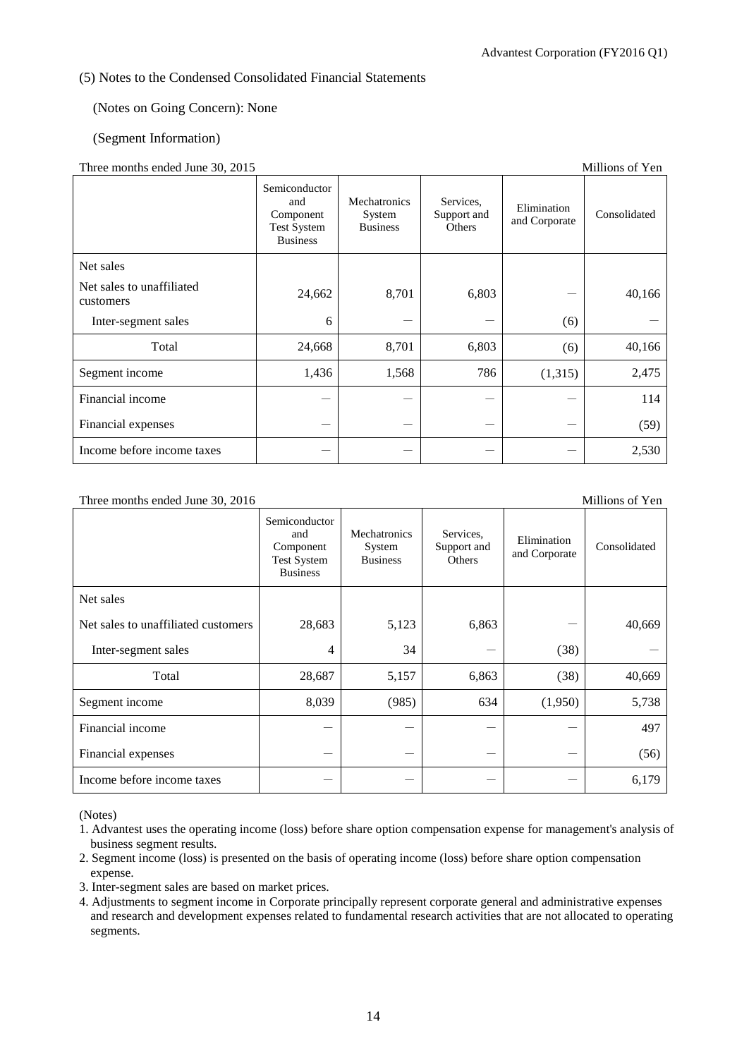(5) Notes to the Condensed Consolidated Financial Statements

(Notes on Going Concern): None

(Segment Information)

Three months ended June 30, 2015 — Millions of Yen

| | Semiconductor and Component Test System Business | Mechatronics System Business | Services, Support and Others | Elimination and Corporate | Consolidated |
|---|---|---|---|---|---|
| Net sales | | | | | |
| Net sales to unaffiliated customers | 24,662 | 8,701 | 6,803 | ― | 40,166 |
| Inter-segment sales | 6 | ― | ― | (6) | ― |
| Total | 24,668 | 8,701 | 6,803 | (6) | 40,166 |
| Segment income | 1,436 | 1,568 | 786 | (1,315) | 2,475 |
| Financial income | ― | ― | ― | ― | 114 |
| Financial expenses | ― | ― | ― | ― | (59) |
| Income before income taxes | ― | ― | ― | ― | 2,530 |

Three months ended June 30, 2016 — Millions of Yen

| | Semiconductor and Component Test System Business | Mechatronics System Business | Services, Support and Others | Elimination and Corporate | Consolidated |
|---|---|---|---|---|---|
| Net sales | | | | | |
| Net sales to unaffiliated customers | 28,683 | 5,123 | 6,863 | ― | 40,669 |
| Inter-segment sales | 4 | 34 | ― | (38) | ― |
| Total | 28,687 | 5,157 | 6,863 | (38) | 40,669 |
| Segment income | 8,039 | (985) | 634 | (1,950) | 5,738 |
| Financial income | ― | ― | ― | ― | 497 |
| Financial expenses | ― | ― | ― | ― | (56) |
| Income before income taxes | ― | ― | ― | ― | 6,179 |

(Notes)

1. Advantest uses the operating income (loss) before share option compensation expense for management's analysis of business segment results.
2. Segment income (loss) is presented on the basis of operating income (loss) before share option compensation expense.
3. Inter-segment sales are based on market prices.
4. Adjustments to segment income in Corporate principally represent corporate general and administrative expenses and research and development expenses related to fundamental research activities that are not allocated to operating segments.